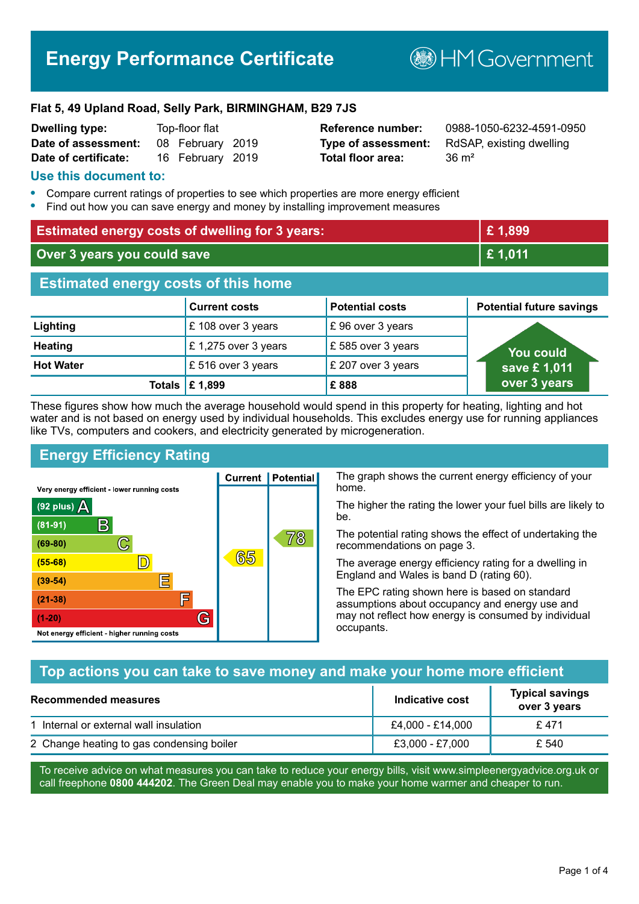# Energy Performance Certificate

HM Government

**Flat 5, 49 Upland Road, Selly Park, BIRMINGHAM, B29 7JS**

| | | | |
|---|---|---|---|
| **Dwelling type:** | Top-floor flat | **Reference number:** | 0988-1050-6232-4591-0950 |
| **Date of assessment:** | 08 February 2019 | **Type of assessment:** | RdSAP, existing dwelling |
| **Date of certificate:** | 16 February 2019 | **Total floor area:** | 36 m² |

## Use this document to:

- Compare current ratings of properties to see which properties are more energy efficient
- Find out how you can save energy and money by installing improvement measures

| | |
|---|---|
| **Estimated energy costs of dwelling for 3 years:** | **£ 1,899** |
| **Over 3 years you could save** | **£ 1,011** |

## Estimated energy costs of this home

| | Current costs | Potential costs | Potential future savings |
|---|---|---|---|
| **Lighting** | £ 108 over 3 years | £ 96 over 3 years | You could save £ 1,011 over 3 years |
| **Heating** | £ 1,275 over 3 years | £ 585 over 3 years | |
| **Hot Water** | £ 516 over 3 years | £ 207 over 3 years | |
| **Totals** | **£ 1,899** | **£ 888** | |

These figures show how much the average household would spend in this property for heating, lighting and hot water and is not based on energy used by individual households. This excludes energy use for running appliances like TVs, computers and cookers, and electricity generated by microgeneration.

## Energy Efficiency Rating

| Rating | Current | Potential |
|---|---|---|
| Very energy efficient - lower running costs | | |
| (92 plus) A | | |
| (81-91) B | | |
| (69-80) C | | 78 |
| (55-68) D | 65 | |
| (39-54) E | | |
| (21-38) F | | |
| (1-20) G | | |
| Not energy efficient - higher running costs | | |

The graph shows the current energy efficiency of your home.

The higher the rating the lower your fuel bills are likely to be.

The potential rating shows the effect of undertaking the recommendations on page 3.

The average energy efficiency rating for a dwelling in England and Wales is band D (rating 60).

The EPC rating shown here is based on standard assumptions about occupancy and energy use and may not reflect how energy is consumed by individual occupants.

## Top actions you can take to save money and make your home more efficient

| Recommended measures | Indicative cost | Typical savings over 3 years |
|---|---|---|
| 1 Internal or external wall insulation | £4,000 - £14,000 | £ 471 |
| 2 Change heating to gas condensing boiler | £3,000 - £7,000 | £ 540 |

To receive advice on what measures you can take to reduce your energy bills, visit www.simpleenergyadvice.org.uk or call freephone **0800 444202**. The Green Deal may enable you to make your home warmer and cheaper to run.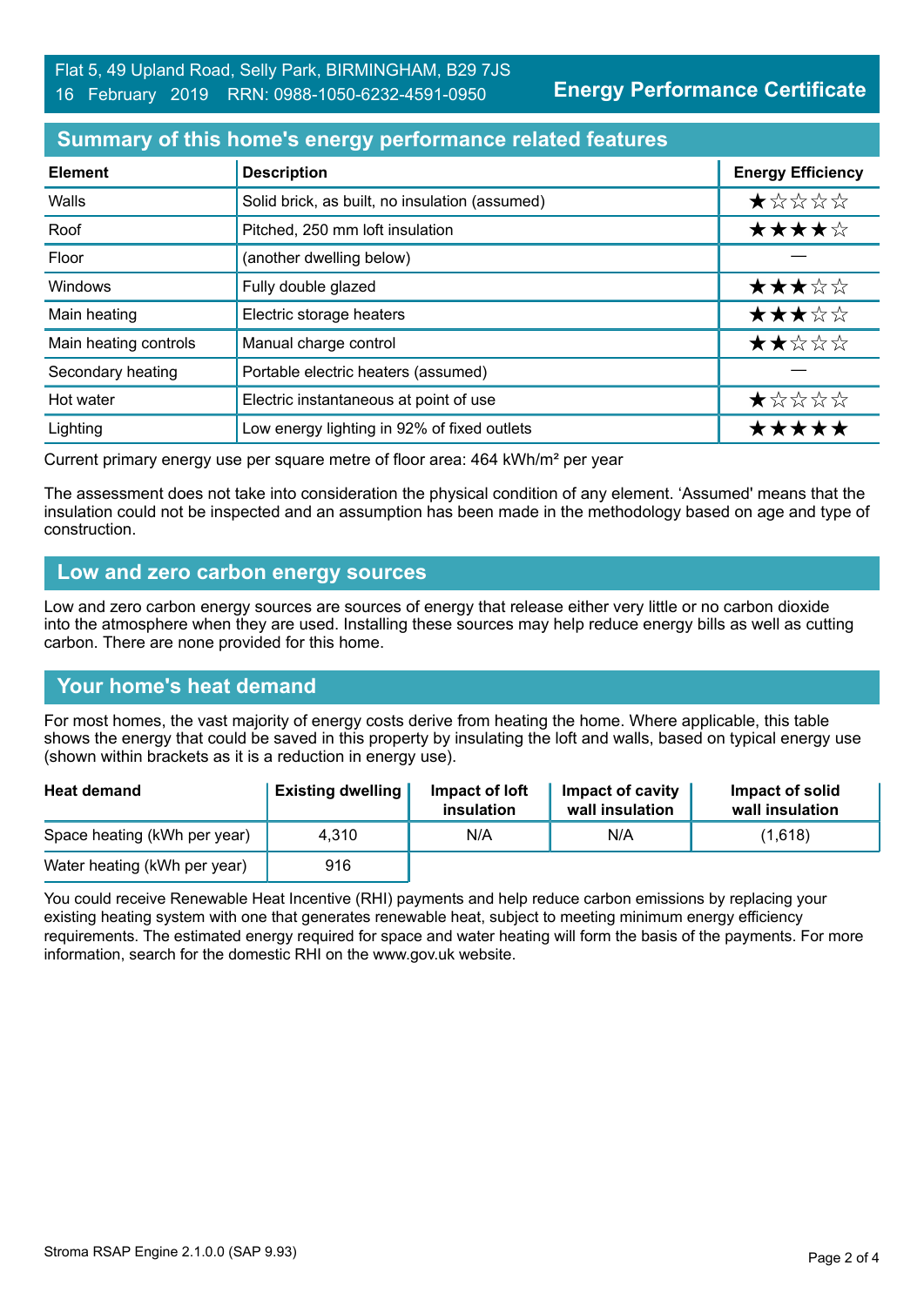Flat 5, 49 Upland Road, Selly Park, BIRMINGHAM, B29 7JS
16 February 2019 RRN: 0988-1050-6232-4591-0950

**Energy Performance Certificate**

## Summary of this home's energy performance related features

| Element | Description | Energy Efficiency |
|---|---|---|
| Walls | Solid brick, as built, no insulation (assumed) | ★☆☆☆☆ |
| Roof | Pitched, 250 mm loft insulation | ★★★★☆ |
| Floor | (another dwelling below) | — |
| Windows | Fully double glazed | ★★★☆☆ |
| Main heating | Electric storage heaters | ★★★☆☆ |
| Main heating controls | Manual charge control | ★★☆☆☆ |
| Secondary heating | Portable electric heaters (assumed) | — |
| Hot water | Electric instantaneous at point of use | ★☆☆☆☆ |
| Lighting | Low energy lighting in 92% of fixed outlets | ★★★★★ |

Current primary energy use per square metre of floor area: 464 kWh/m² per year

The assessment does not take into consideration the physical condition of any element. 'Assumed' means that the insulation could not be inspected and an assumption has been made in the methodology based on age and type of construction.

## Low and zero carbon energy sources

Low and zero carbon energy sources are sources of energy that release either very little or no carbon dioxide into the atmosphere when they are used. Installing these sources may help reduce energy bills as well as cutting carbon. There are none provided for this home.

## Your home's heat demand

For most homes, the vast majority of energy costs derive from heating the home. Where applicable, this table shows the energy that could be saved in this property by insulating the loft and walls, based on typical energy use (shown within brackets as it is a reduction in energy use).

| Heat demand | Existing dwelling | Impact of loft insulation | Impact of cavity wall insulation | Impact of solid wall insulation |
|---|---|---|---|---|
| Space heating (kWh per year) | 4,310 | N/A | N/A | (1,618) |
| Water heating (kWh per year) | 916 | | | |

You could receive Renewable Heat Incentive (RHI) payments and help reduce carbon emissions by replacing your existing heating system with one that generates renewable heat, subject to meeting minimum energy efficiency requirements. The estimated energy required for space and water heating will form the basis of the payments. For more information, search for the domestic RHI on the www.gov.uk website.

Stroma RSAP Engine 2.1.0.0 (SAP 9.93)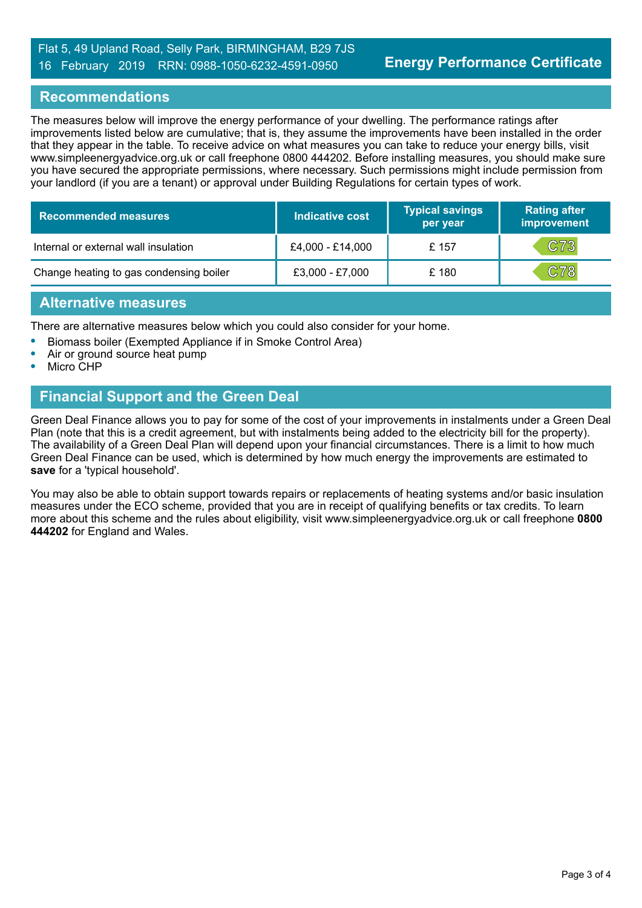Flat 5, 49 Upland Road, Selly Park, BIRMINGHAM, B29 7JS
16 February 2019 RRN: 0988-1050-6232-4591-0950

**Energy Performance Certificate**

## Recommendations

The measures below will improve the energy performance of your dwelling. The performance ratings after improvements listed below are cumulative; that is, they assume the improvements have been installed in the order that they appear in the table. To receive advice on what measures you can take to reduce your energy bills, visit www.simpleenergyadvice.org.uk or call freephone 0800 444202. Before installing measures, you should make sure you have secured the appropriate permissions, where necessary. Such permissions might include permission from your landlord (if you are a tenant) or approval under Building Regulations for certain types of work.

| Recommended measures | Indicative cost | Typical savings per year | Rating after improvement |
|---|---|---|---|
| Internal or external wall insulation | £4,000 - £14,000 | £ 157 | C73 |
| Change heating to gas condensing boiler | £3,000 - £7,000 | £ 180 | C78 |

## Alternative measures

There are alternative measures below which you could also consider for your home.

- Biomass boiler (Exempted Appliance if in Smoke Control Area)
- Air or ground source heat pump
- Micro CHP

## Financial Support and the Green Deal

Green Deal Finance allows you to pay for some of the cost of your improvements in instalments under a Green Deal Plan (note that this is a credit agreement, but with instalments being added to the electricity bill for the property). The availability of a Green Deal Plan will depend upon your financial circumstances. There is a limit to how much Green Deal Finance can be used, which is determined by how much energy the improvements are estimated to **save** for a 'typical household'.

You may also be able to obtain support towards repairs or replacements of heating systems and/or basic insulation measures under the ECO scheme, provided that you are in receipt of qualifying benefits or tax credits. To learn more about this scheme and the rules about eligibility, visit www.simpleenergyadvice.org.uk or call freephone **0800 444202** for England and Wales.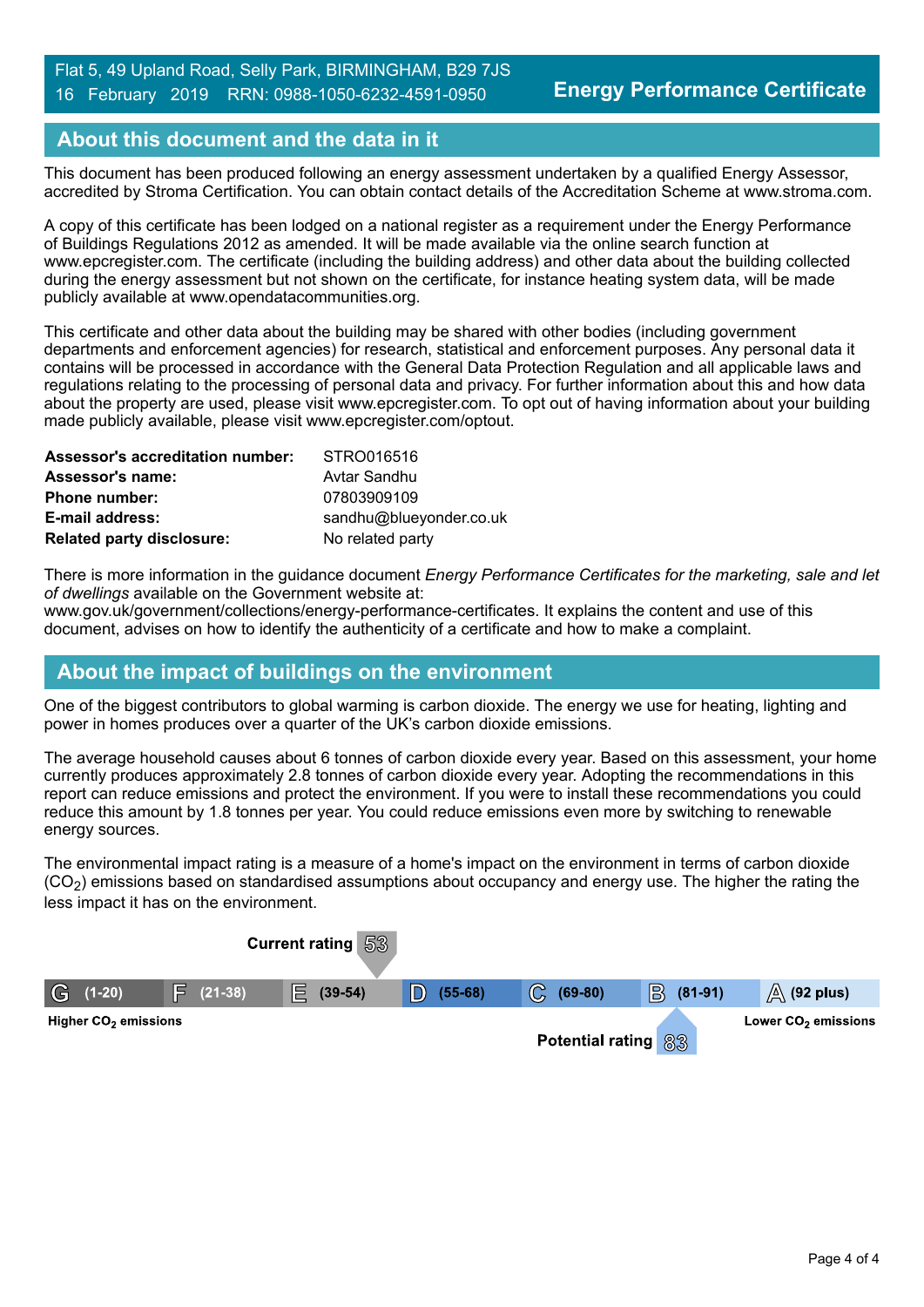Flat 5, 49 Upland Road, Selly Park, BIRMINGHAM, B29 7JS
16 February 2019 RRN: 0988-1050-6232-4591-0950

**Energy Performance Certificate**

## About this document and the data in it

This document has been produced following an energy assessment undertaken by a qualified Energy Assessor, accredited by Stroma Certification. You can obtain contact details of the Accreditation Scheme at www.stroma.com.

A copy of this certificate has been lodged on a national register as a requirement under the Energy Performance of Buildings Regulations 2012 as amended. It will be made available via the online search function at www.epcregister.com. The certificate (including the building address) and other data about the building collected during the energy assessment but not shown on the certificate, for instance heating system data, will be made publicly available at www.opendatacommunities.org.

This certificate and other data about the building may be shared with other bodies (including government departments and enforcement agencies) for research, statistical and enforcement purposes. Any personal data it contains will be processed in accordance with the General Data Protection Regulation and all applicable laws and regulations relating to the processing of personal data and privacy. For further information about this and how data about the property are used, please visit www.epcregister.com. To opt out of having information about your building made publicly available, please visit www.epcregister.com/optout.

| | |
|---|---|
| **Assessor's accreditation number:** | STRO016516 |
| **Assessor's name:** | Avtar Sandhu |
| **Phone number:** | 07803909109 |
| **E-mail address:** | sandhu@blueyonder.co.uk |
| **Related party disclosure:** | No related party |

There is more information in the guidance document *Energy Performance Certificates for the marketing, sale and let of dwellings* available on the Government website at: www.gov.uk/government/collections/energy-performance-certificates. It explains the content and use of this document, advises on how to identify the authenticity of a certificate and how to make a complaint.

## About the impact of buildings on the environment

One of the biggest contributors to global warming is carbon dioxide. The energy we use for heating, lighting and power in homes produces over a quarter of the UK's carbon dioxide emissions.

The average household causes about 6 tonnes of carbon dioxide every year. Based on this assessment, your home currently produces approximately 2.8 tonnes of carbon dioxide every year. Adopting the recommendations in this report can reduce emissions and protect the environment. If you were to install these recommendations you could reduce this amount by 1.8 tonnes per year. You could reduce emissions even more by switching to renewable energy sources.

The environmental impact rating is a measure of a home's impact on the environment in terms of carbon dioxide ($CO_2$) emissions based on standardised assumptions about occupancy and energy use. The higher the rating the less impact it has on the environment.

Current rating 53

G (1-20) F (21-38) E (39-54) D (55-68) C (69-80) B (81-91) A (92 plus)

Higher $CO_2$ emissions

Lower $CO_2$ emissions

Potential rating 83